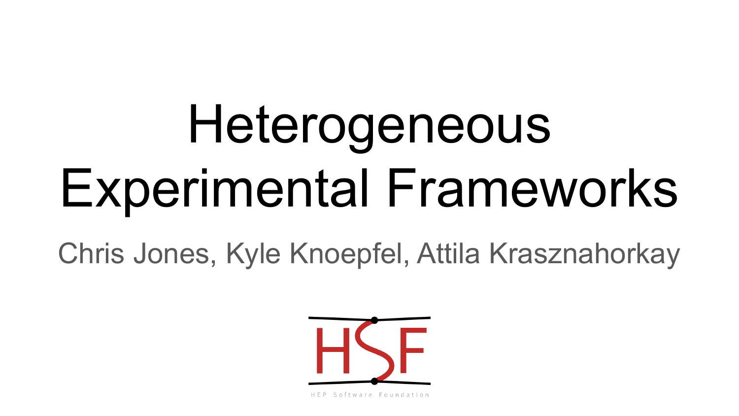# Heterogeneous Experimental Frameworks

Chris Jones, Kyle Knoepfel, Attila Krasznahorkay

HSF

HEP Software Foundation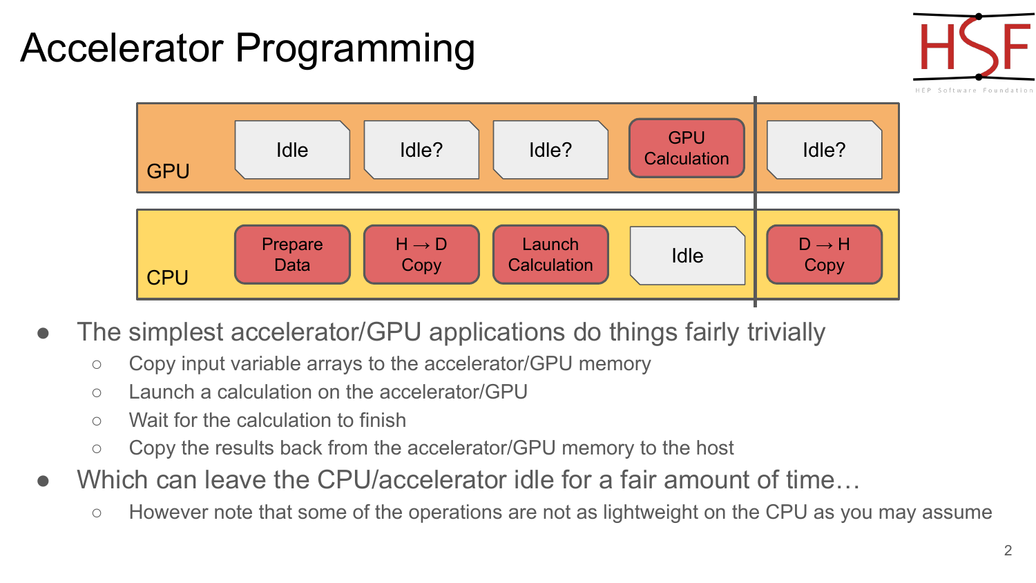# Accelerator Programming

| | | | | | |
|---|---|---|---|---|---|
| GPU | Idle | Idle? | Idle? | GPU Calculation | Idle? |
| CPU | Prepare Data | H → D Copy | Launch Calculation | Idle | D → H Copy |

- The simplest accelerator/GPU applications do things fairly trivially
  - Copy input variable arrays to the accelerator/GPU memory
  - Launch a calculation on the accelerator/GPU
  - Wait for the calculation to finish
  - Copy the results back from the accelerator/GPU memory to the host
- Which can leave the CPU/accelerator idle for a fair amount of time…
  - However note that some of the operations are not as lightweight on the CPU as you may assume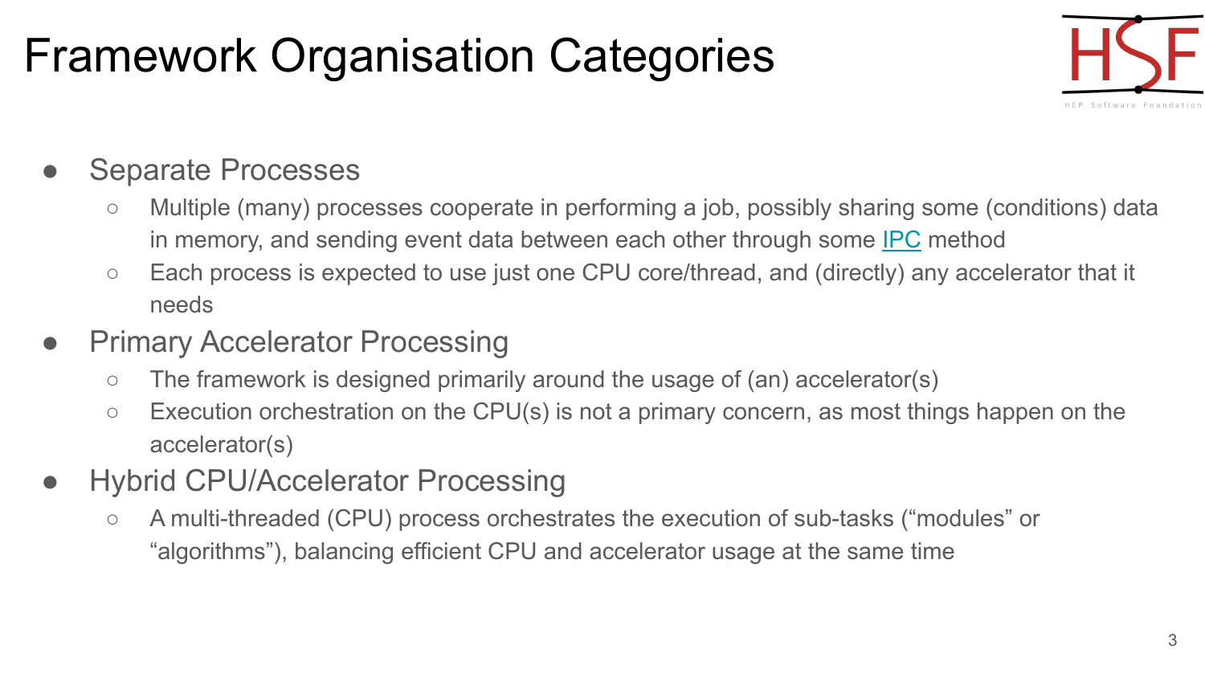# Framework Organisation Categories

- Separate Processes
  - Multiple (many) processes cooperate in performing a job, possibly sharing some (conditions) data in memory, and sending event data between each other through some IPC method
  - Each process is expected to use just one CPU core/thread, and (directly) any accelerator that it needs
- Primary Accelerator Processing
  - The framework is designed primarily around the usage of (an) accelerator(s)
  - Execution orchestration on the CPU(s) is not a primary concern, as most things happen on the accelerator(s)
- Hybrid CPU/Accelerator Processing
  - A multi-threaded (CPU) process orchestrates the execution of sub-tasks (“modules” or “algorithms”), balancing efficient CPU and accelerator usage at the same time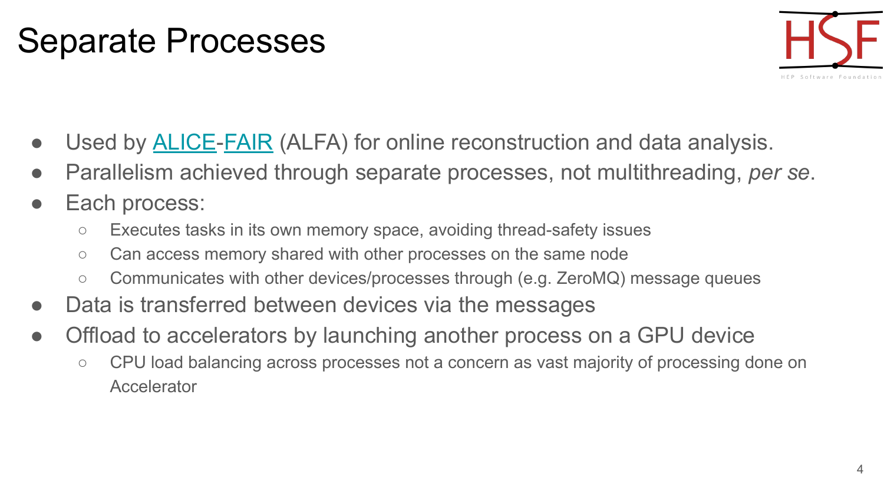# Separate Processes

- Used by ALICE-FAIR (ALFA) for online reconstruction and data analysis.
- Parallelism achieved through separate processes, not multithreading, *per se*.
- Each process:
  - Executes tasks in its own memory space, avoiding thread-safety issues
  - Can access memory shared with other processes on the same node
  - Communicates with other devices/processes through (e.g. ZeroMQ) message queues
- Data is transferred between devices via the messages
- Offload to accelerators by launching another process on a GPU device
  - CPU load balancing across processes not a concern as vast majority of processing done on Accelerator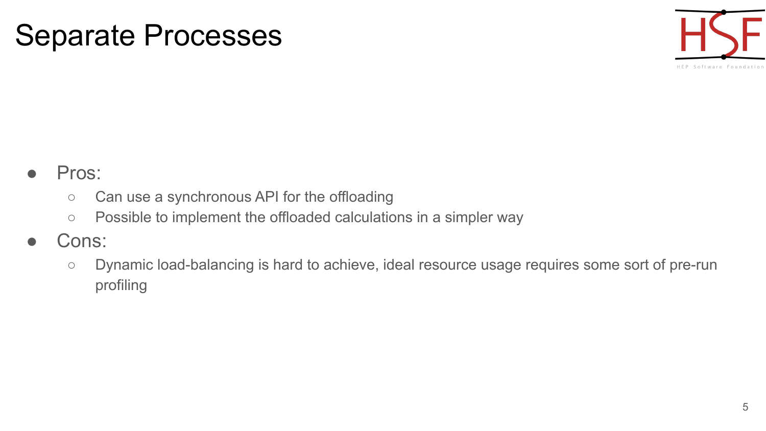# Separate Processes

- Pros:
  - Can use a synchronous API for the offloading
  - Possible to implement the offloaded calculations in a simpler way
- Cons:
  - Dynamic load-balancing is hard to achieve, ideal resource usage requires some sort of pre-run profiling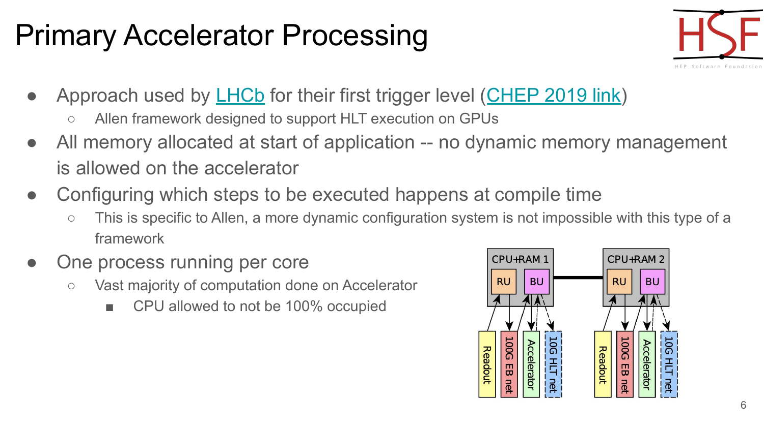# Primary Accelerator Processing

- Approach used by [LHCb]() for their first trigger level ([CHEP 2019 link]())
  - Allen framework designed to support HLT execution on GPUs
- All memory allocated at start of application -- no dynamic memory management is allowed on the accelerator
- Configuring which steps to be executed happens at compile time
  - This is specific to Allen, a more dynamic configuration system is not impossible with this type of a framework
- One process running per core
  - Vast majority of computation done on Accelerator
    - CPU allowed to not be 100% occupied

CPU+RAM 1
RU
BU
Readout
100G EB net
Accelerator
10G HLT net

CPU+RAM 2
RU
BU
Readout
100G EB net
Accelerator
10G HLT net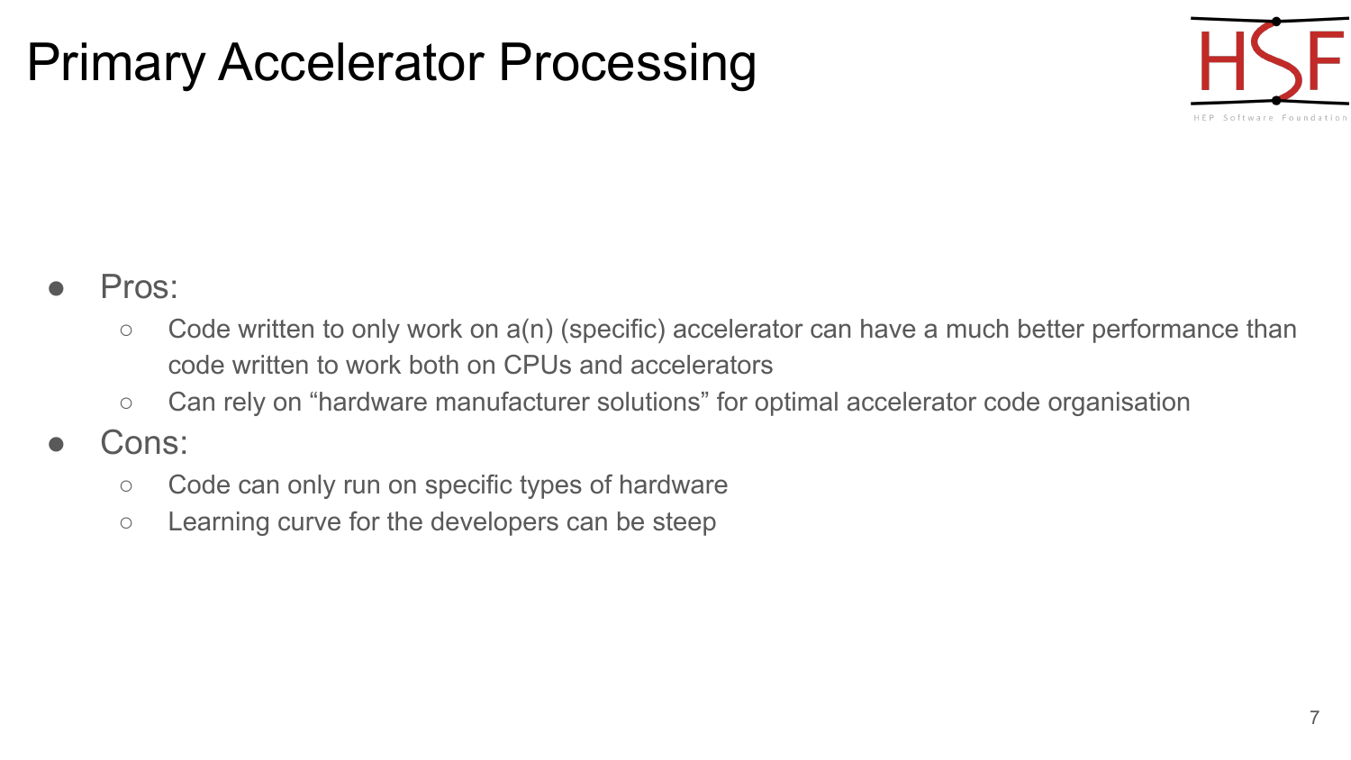# Primary Accelerator Processing

- Pros:
  - Code written to only work on a(n) (specific) accelerator can have a much better performance than code written to work both on CPUs and accelerators
  - Can rely on “hardware manufacturer solutions” for optimal accelerator code organisation
- Cons:
  - Code can only run on specific types of hardware
  - Learning curve for the developers can be steep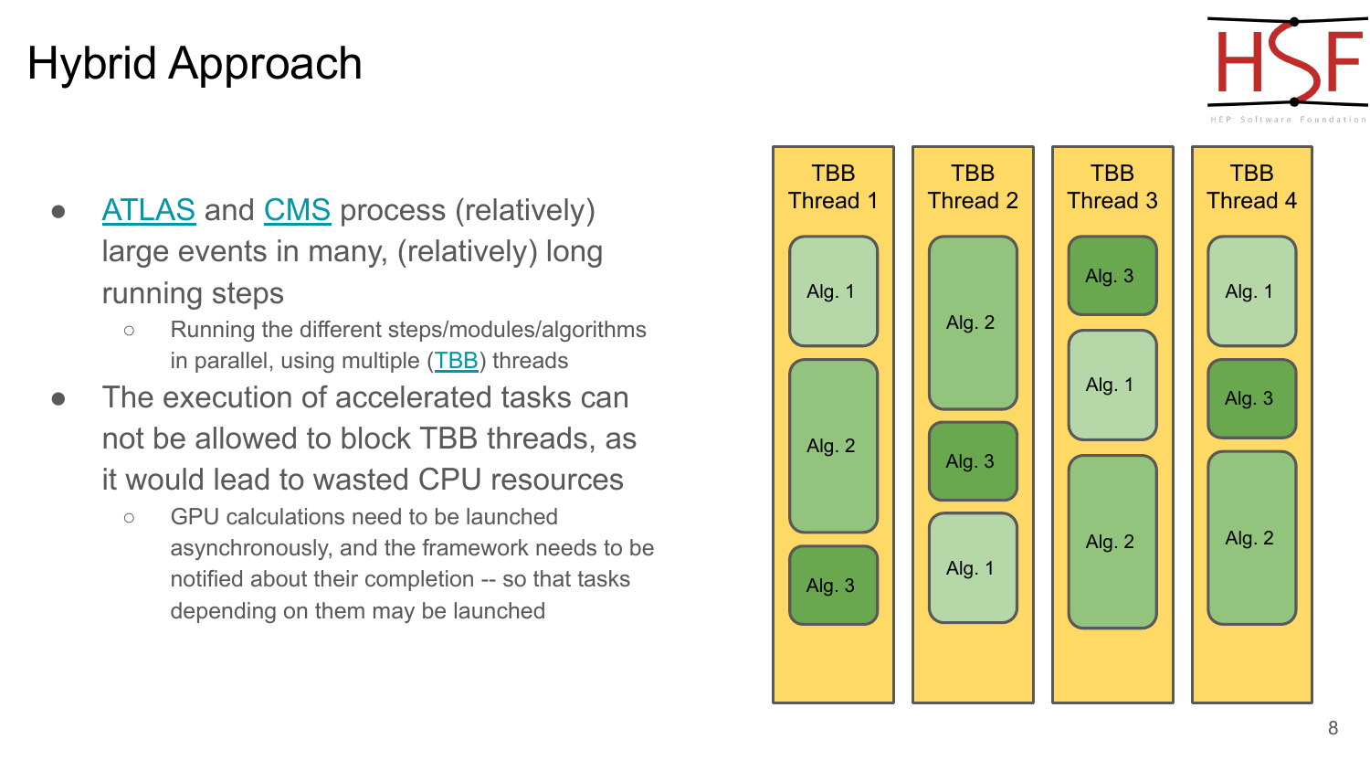# Hybrid Approach

- ATLAS and CMS process (relatively) large events in many, (relatively) long running steps
  - Running the different steps/modules/algorithms in parallel, using multiple (TBB) threads
- The execution of accelerated tasks can not be allowed to block TBB threads, as it would lead to wasted CPU resources
  - GPU calculations need to be launched asynchronously, and the framework needs to be notified about their completion -- so that tasks depending on them may be launched

TBB Thread 1
Alg. 1
Alg. 2
Alg. 3

TBB Thread 2
Alg. 2
Alg. 3
Alg. 1

TBB Thread 3
Alg. 3
Alg. 1
Alg. 2

TBB Thread 4
Alg. 1
Alg. 3
Alg. 2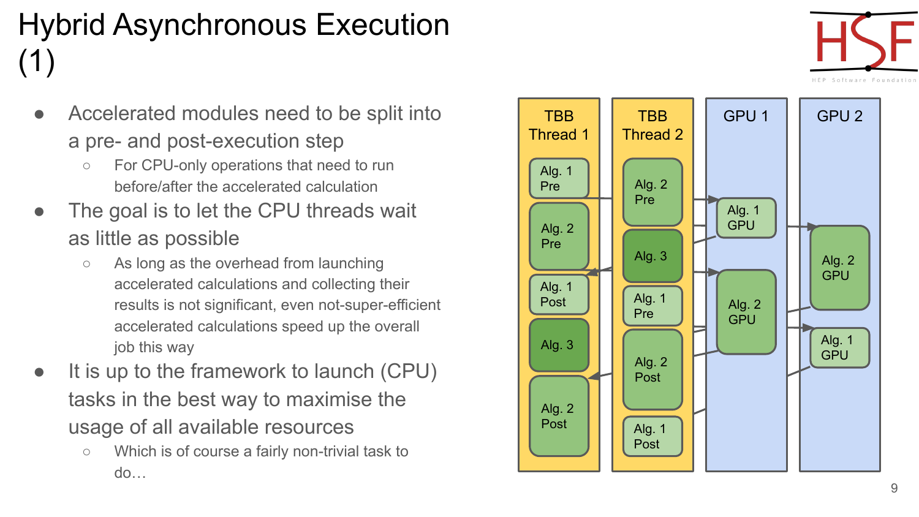# Hybrid Asynchronous Execution (1)

- Accelerated modules need to be split into a pre- and post-execution step
  - For CPU-only operations that need to run before/after the accelerated calculation
- The goal is to let the CPU threads wait as little as possible
  - As long as the overhead from launching accelerated calculations and collecting their results is not significant, even not-super-efficient accelerated calculations speed up the overall job this way
- It is up to the framework to launch (CPU) tasks in the best way to maximise the usage of all available resources
  - Which is of course a fairly non-trivial task to do…

TBB Thread 1
Alg. 1 Pre
Alg. 2 Pre
Alg. 1 Post
Alg. 3
Alg. 2 Post

TBB Thread 2
Alg. 2 Pre
Alg. 3
Alg. 1 Pre
Alg. 2 Post
Alg. 1 Post

GPU 1
Alg. 1 GPU
Alg. 2 GPU

GPU 2
Alg. 2 GPU
Alg. 1 GPU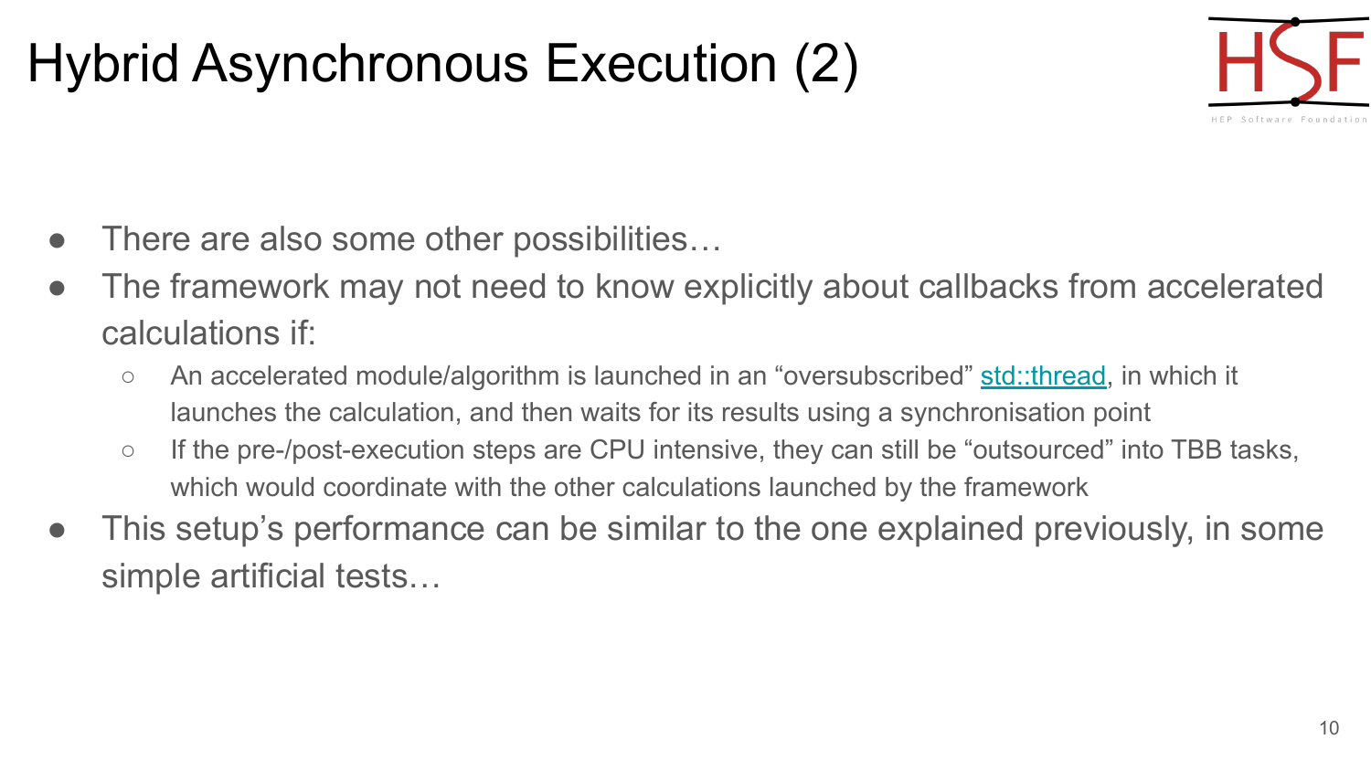# Hybrid Asynchronous Execution (2)

- There are also some other possibilities…
- The framework may not need to know explicitly about callbacks from accelerated calculations if:
  - An accelerated module/algorithm is launched in an "oversubscribed" std::thread, in which it launches the calculation, and then waits for its results using a synchronisation point
  - If the pre-/post-execution steps are CPU intensive, they can still be "outsourced" into TBB tasks, which would coordinate with the other calculations launched by the framework
- This setup's performance can be similar to the one explained previously, in some simple artificial tests…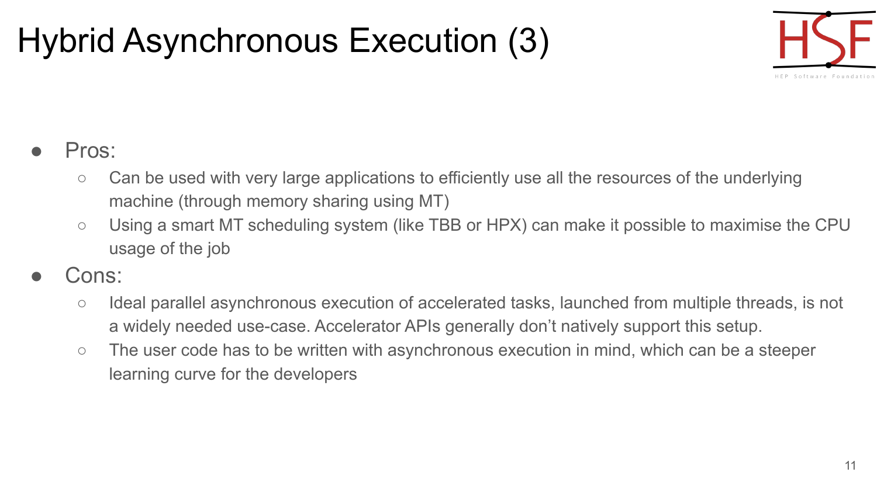# Hybrid Asynchronous Execution (3)

- Pros:
  - Can be used with very large applications to efficiently use all the resources of the underlying machine (through memory sharing using MT)
  - Using a smart MT scheduling system (like TBB or HPX) can make it possible to maximise the CPU usage of the job
- Cons:
  - Ideal parallel asynchronous execution of accelerated tasks, launched from multiple threads, is not a widely needed use-case. Accelerator APIs generally don't natively support this setup.
  - The user code has to be written with asynchronous execution in mind, which can be a steeper learning curve for the developers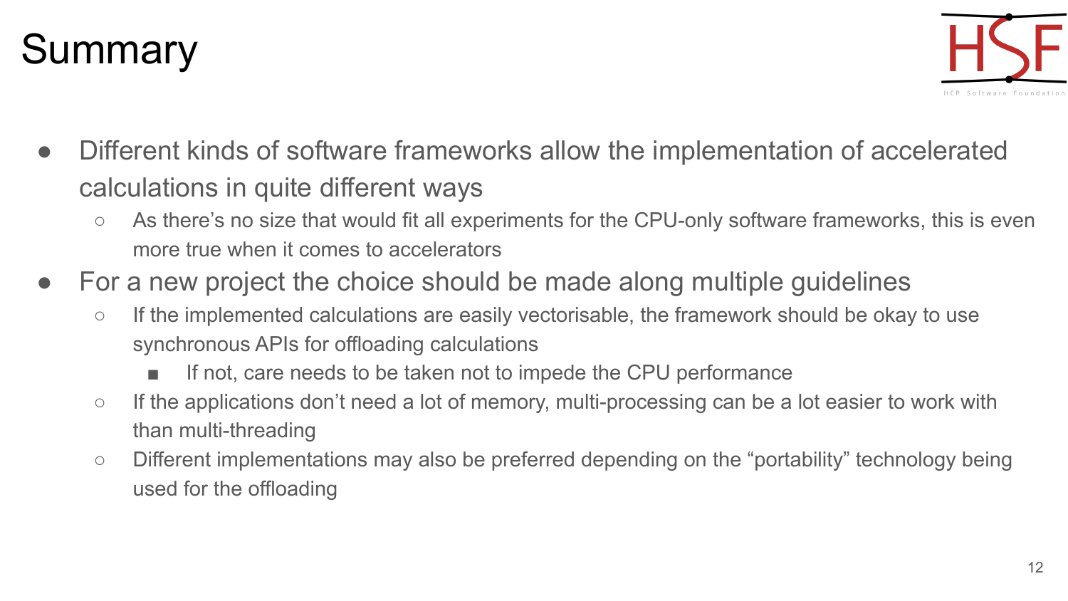# Summary

- Different kinds of software frameworks allow the implementation of accelerated calculations in quite different ways
  - As there's no size that would fit all experiments for the CPU-only software frameworks, this is even more true when it comes to accelerators
- For a new project the choice should be made along multiple guidelines
  - If the implemented calculations are easily vectorisable, the framework should be okay to use synchronous APIs for offloading calculations
    - If not, care needs to be taken not to impede the CPU performance
  - If the applications don't need a lot of memory, multi-processing can be a lot easier to work with than multi-threading
  - Different implementations may also be preferred depending on the "portability" technology being used for the offloading